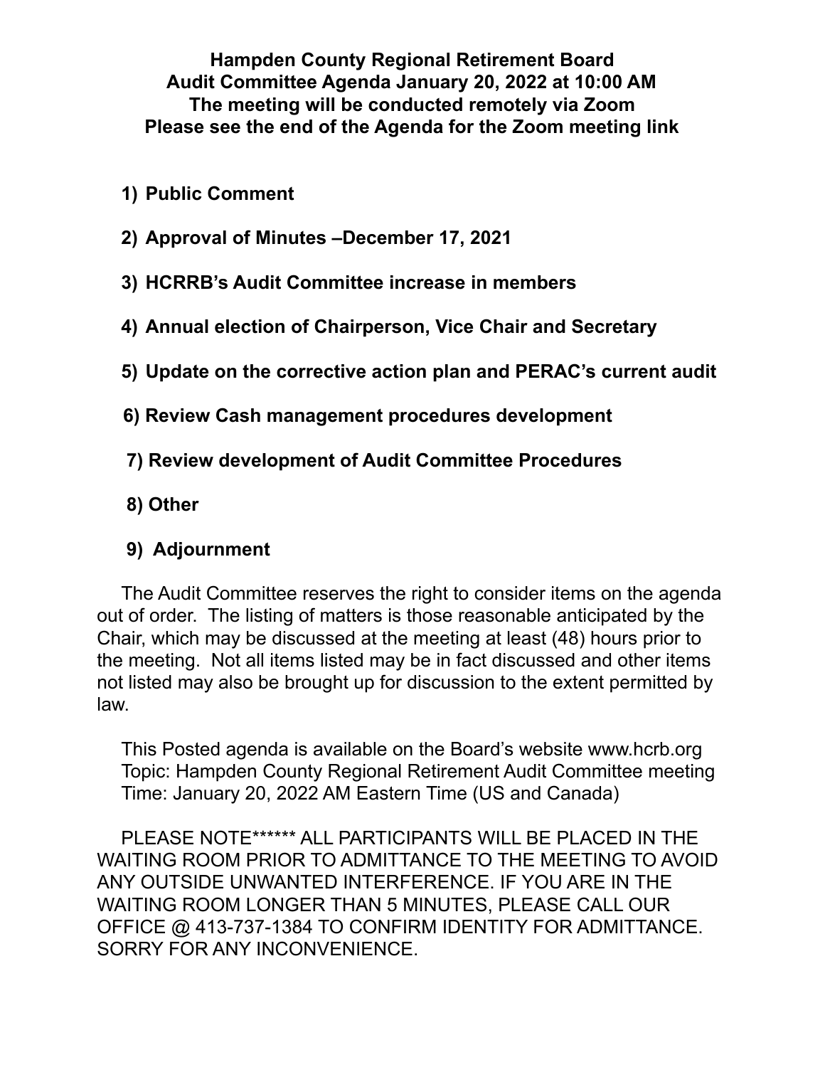**Hampden County Regional Retirement Board**
**Audit Committee Agenda January 20, 2022 at 10:00 AM**
**The meeting will be conducted remotely via Zoom**
**Please see the end of the Agenda for the Zoom meeting link**

1) **Public Comment**

2) **Approval of Minutes –December 17, 2021**

3) **HCRRB's Audit Committee increase in members**

4) **Annual election of Chairperson, Vice Chair and Secretary**

5) **Update on the corrective action plan and PERAC's current audit**

6) **Review Cash management procedures development**

7) **Review development of Audit Committee Procedures**

8) **Other**

9) **Adjournment**

The Audit Committee reserves the right to consider items on the agenda out of order. The listing of matters is those reasonable anticipated by the Chair, which may be discussed at the meeting at least (48) hours prior to the meeting. Not all items listed may be in fact discussed and other items not listed may also be brought up for discussion to the extent permitted by law.

This Posted agenda is available on the Board's website www.hcrb.org
Topic: Hampden County Regional Retirement Audit Committee meeting
Time: January 20, 2022 AM Eastern Time (US and Canada)

PLEASE NOTE****** ALL PARTICIPANTS WILL BE PLACED IN THE WAITING ROOM PRIOR TO ADMITTANCE TO THE MEETING TO AVOID ANY OUTSIDE UNWANTED INTERFERENCE. IF YOU ARE IN THE WAITING ROOM LONGER THAN 5 MINUTES, PLEASE CALL OUR OFFICE @ 413-737-1384 TO CONFIRM IDENTITY FOR ADMITTANCE. SORRY FOR ANY INCONVENIENCE.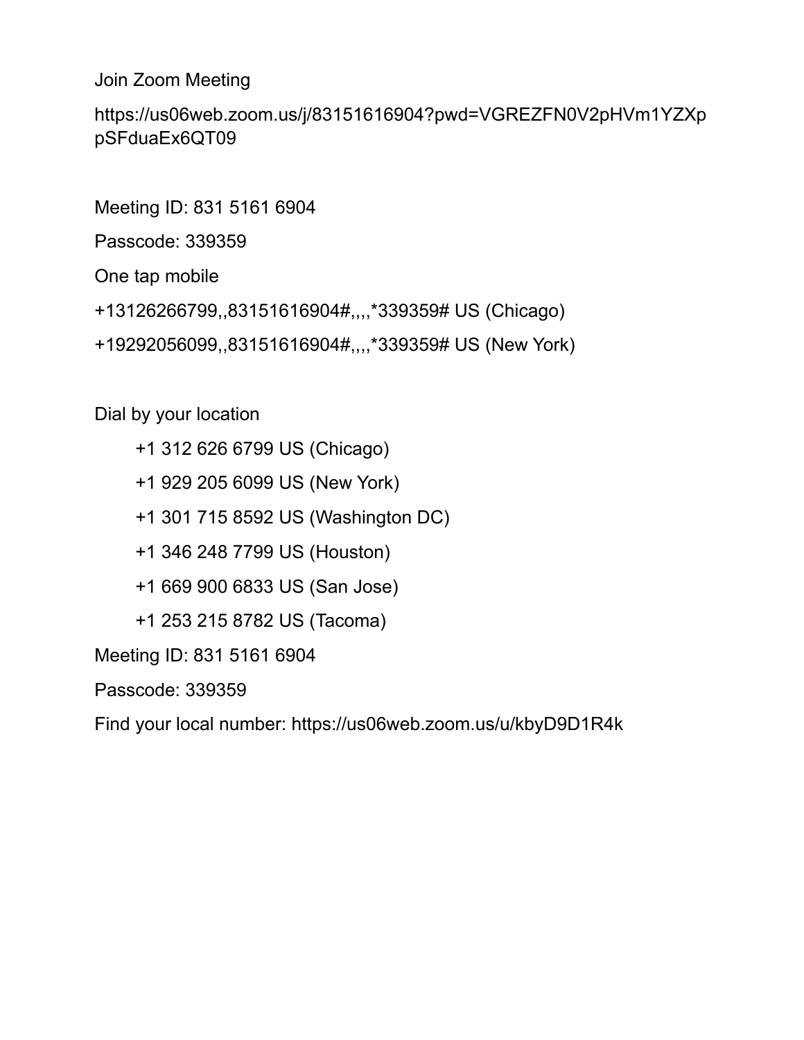Join Zoom Meeting

https://us06web.zoom.us/j/83151616904?pwd=VGREZFN0V2pHVm1YZXppSFduaEx6QT09

Meeting ID: 831 5161 6904

Passcode: 339359

One tap mobile

+13126266799,,83151616904#,,,,*339359# US (Chicago)

+19292056099,,83151616904#,,,,*339359# US (New York)

Dial by your location

- +1 312 626 6799 US (Chicago)
- +1 929 205 6099 US (New York)
- +1 301 715 8592 US (Washington DC)
- +1 346 248 7799 US (Houston)
- +1 669 900 6833 US (San Jose)
- +1 253 215 8782 US (Tacoma)

Meeting ID: 831 5161 6904

Passcode: 339359

Find your local number: https://us06web.zoom.us/u/kbyD9D1R4k